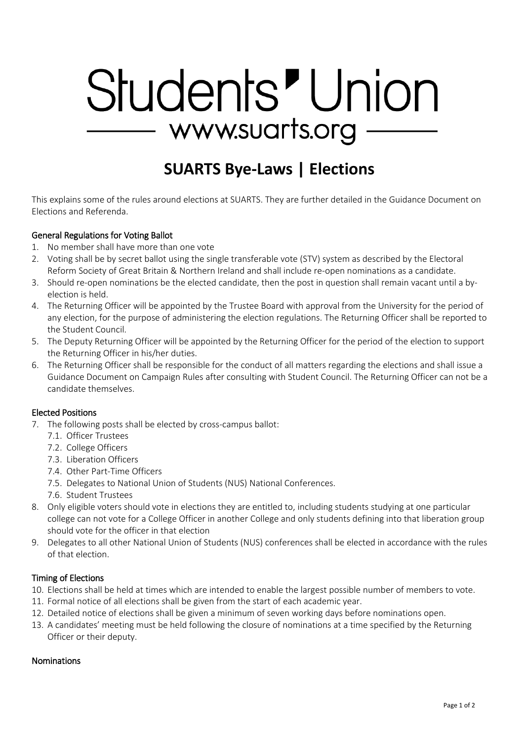# Students' Union

www.suarts.org

## SUARTS Bye-Laws | Elections

This explains some of the rules around elections at SUARTS. They are further detailed in the Guidance Document on Elections and Referenda.

### General Regulations for Voting Ballot

1. No member shall have more than one vote
2. Voting shall be by secret ballot using the single transferable vote (STV) system as described by the Electoral Reform Society of Great Britain & Northern Ireland and shall include re-open nominations as a candidate.
3. Should re-open nominations be the elected candidate, then the post in question shall remain vacant until a by-election is held.
4. The Returning Officer will be appointed by the Trustee Board with approval from the University for the period of any election, for the purpose of administering the election regulations. The Returning Officer shall be reported to the Student Council.
5. The Deputy Returning Officer will be appointed by the Returning Officer for the period of the election to support the Returning Officer in his/her duties.
6. The Returning Officer shall be responsible for the conduct of all matters regarding the elections and shall issue a Guidance Document on Campaign Rules after consulting with Student Council. The Returning Officer can not be a candidate themselves.

### Elected Positions

7. The following posts shall be elected by cross-campus ballot:
   - 7.1. Officer Trustees
   - 7.2. College Officers
   - 7.3. Liberation Officers
   - 7.4. Other Part-Time Officers
   - 7.5. Delegates to National Union of Students (NUS) National Conferences.
   - 7.6. Student Trustees
8. Only eligible voters should vote in elections they are entitled to, including students studying at one particular college can not vote for a College Officer in another College and only students defining into that liberation group should vote for the officer in that election
9. Delegates to all other National Union of Students (NUS) conferences shall be elected in accordance with the rules of that election.

### Timing of Elections

10. Elections shall be held at times which are intended to enable the largest possible number of members to vote.
11. Formal notice of all elections shall be given from the start of each academic year.
12. Detailed notice of elections shall be given a minimum of seven working days before nominations open.
13. A candidates' meeting must be held following the closure of nominations at a time specified by the Returning Officer or their deputy.

### Nominations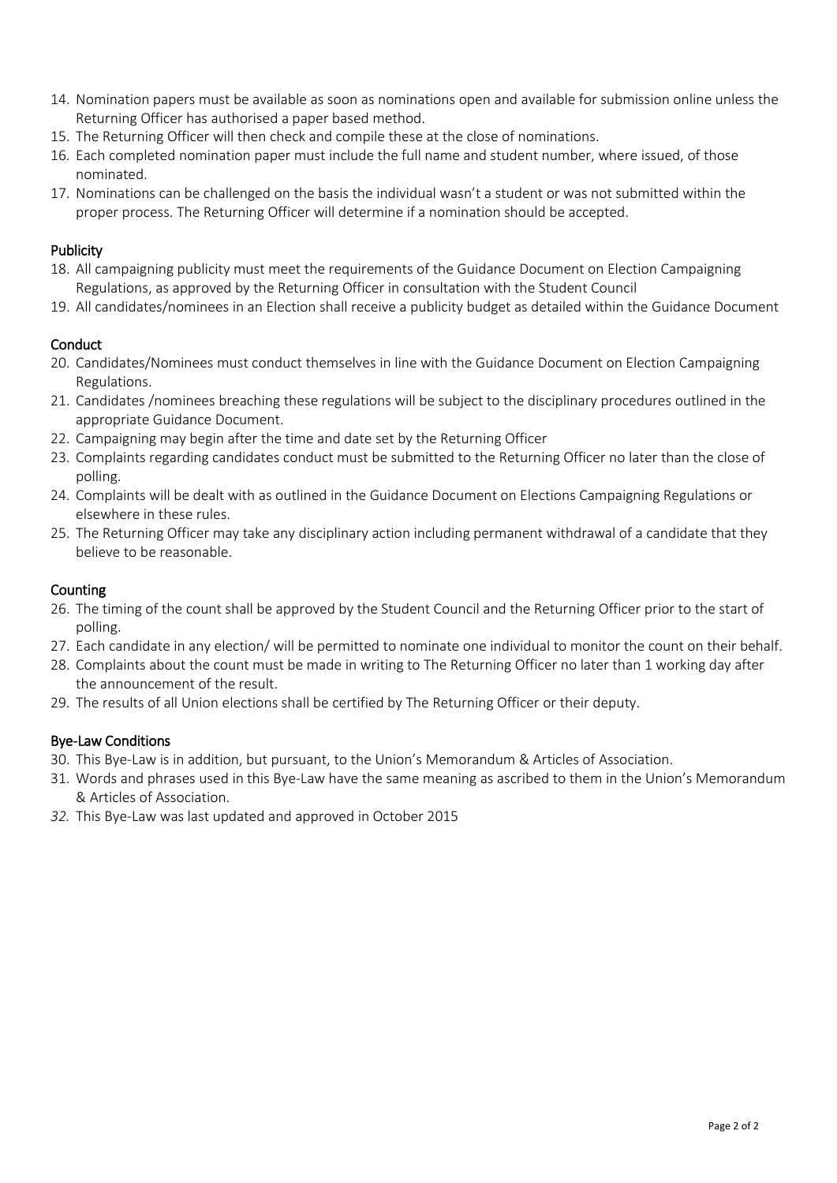14. Nomination papers must be available as soon as nominations open and available for submission online unless the Returning Officer has authorised a paper based method.
15. The Returning Officer will then check and compile these at the close of nominations.
16. Each completed nomination paper must include the full name and student number, where issued, of those nominated.
17. Nominations can be challenged on the basis the individual wasn't a student or was not submitted within the proper process. The Returning Officer will determine if a nomination should be accepted.

### Publicity

18. All campaigning publicity must meet the requirements of the Guidance Document on Election Campaigning Regulations, as approved by the Returning Officer in consultation with the Student Council
19. All candidates/nominees in an Election shall receive a publicity budget as detailed within the Guidance Document

### Conduct

20. Candidates/Nominees must conduct themselves in line with the Guidance Document on Election Campaigning Regulations.
21. Candidates /nominees breaching these regulations will be subject to the disciplinary procedures outlined in the appropriate Guidance Document.
22. Campaigning may begin after the time and date set by the Returning Officer
23. Complaints regarding candidates conduct must be submitted to the Returning Officer no later than the close of polling.
24. Complaints will be dealt with as outlined in the Guidance Document on Elections Campaigning Regulations or elsewhere in these rules.
25. The Returning Officer may take any disciplinary action including permanent withdrawal of a candidate that they believe to be reasonable.

### Counting

26. The timing of the count shall be approved by the Student Council and the Returning Officer prior to the start of polling.
27. Each candidate in any election/ will be permitted to nominate one individual to monitor the count on their behalf.
28. Complaints about the count must be made in writing to The Returning Officer no later than 1 working day after the announcement of the result.
29. The results of all Union elections shall be certified by The Returning Officer or their deputy.

### Bye-Law Conditions

30. This Bye-Law is in addition, but pursuant, to the Union's Memorandum & Articles of Association.
31. Words and phrases used in this Bye-Law have the same meaning as ascribed to them in the Union's Memorandum & Articles of Association.
32. This Bye-Law was last updated and approved in October 2015